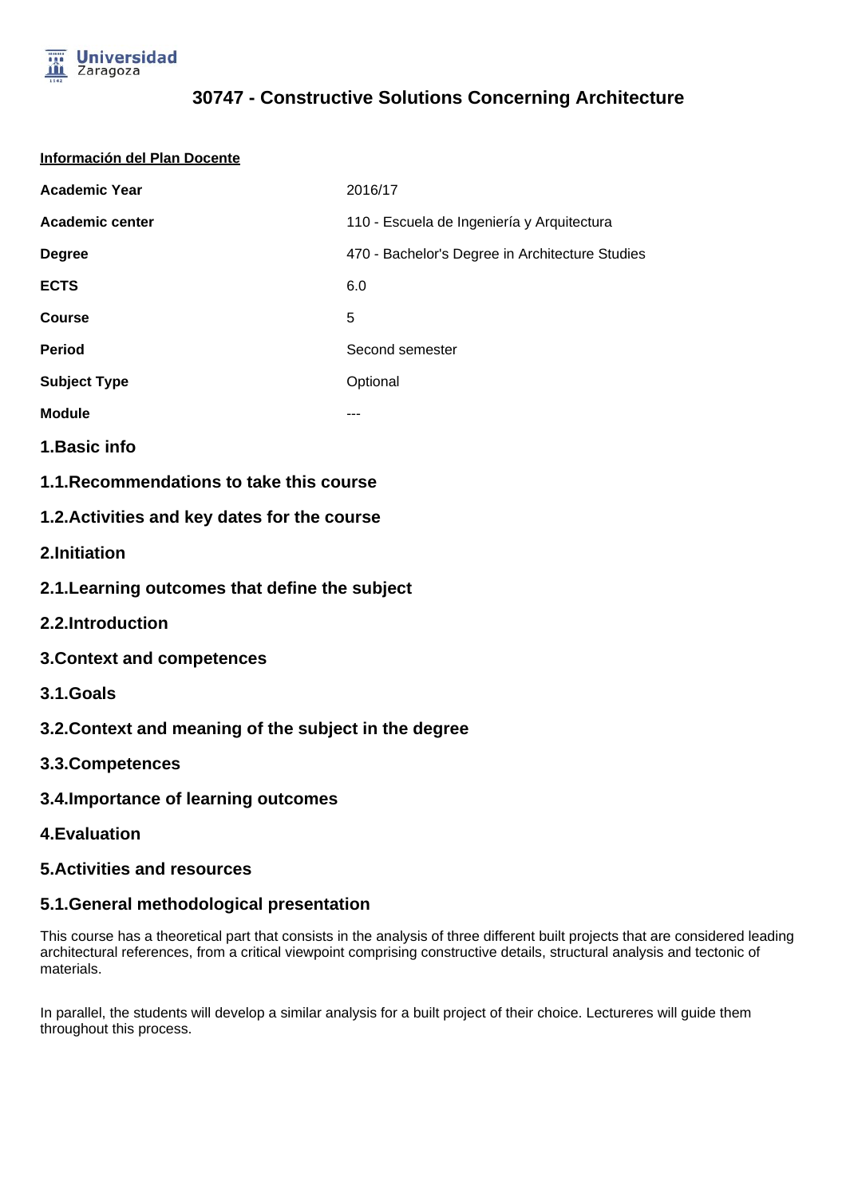# 30747 - Constructive Solutions Concerning Architecture

**Información del Plan Docente**

| | |
|---|---|
| **Academic Year** | 2016/17 |
| **Academic center** | 110 - Escuela de Ingeniería y Arquitectura |
| **Degree** | 470 - Bachelor's Degree in Architecture Studies |
| **ECTS** | 6.0 |
| **Course** | 5 |
| **Period** | Second semester |
| **Subject Type** | Optional |
| **Module** | --- |

## 1.Basic info

### 1.1.Recommendations to take this course

### 1.2.Activities and key dates for the course

## 2.Initiation

### 2.1.Learning outcomes that define the subject

### 2.2.Introduction

## 3.Context and competences

### 3.1.Goals

### 3.2.Context and meaning of the subject in the degree

### 3.3.Competences

### 3.4.Importance of learning outcomes

## 4.Evaluation

## 5.Activities and resources

### 5.1.General methodological presentation

This course has a theoretical part that consists in the analysis of three different built projects that are considered leading architectural references, from a critical viewpoint comprising constructive details, structural analysis and tectonic of materials.

In parallel, the students will develop a similar analysis for a built project of their choice. Lectureres will guide them throughout this process.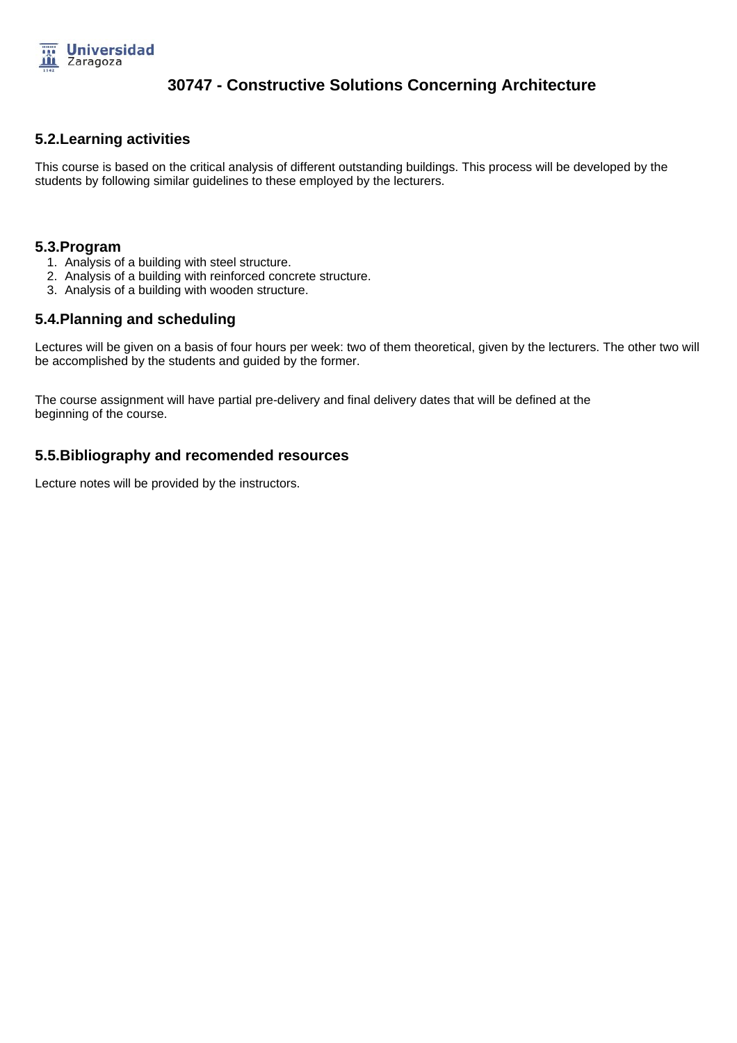# 30747 - Constructive Solutions Concerning Architecture

## 5.2.Learning activities

This course is based on the critical analysis of different outstanding buildings. This process will be developed by the students by following similar guidelines to these employed by the lecturers.

## 5.3.Program

1. Analysis of a building with steel structure.
2. Analysis of a building with reinforced concrete structure.
3. Analysis of a building with wooden structure.

## 5.4.Planning and scheduling

Lectures will be given on a basis of four hours per week: two of them theoretical, given by the lecturers. The other two will be accomplished by the students and guided by the former.

The course assignment will have partial pre-delivery and final delivery dates that will be defined at the beginning of the course.

## 5.5.Bibliography and recomended resources

Lecture notes will be provided by the instructors.